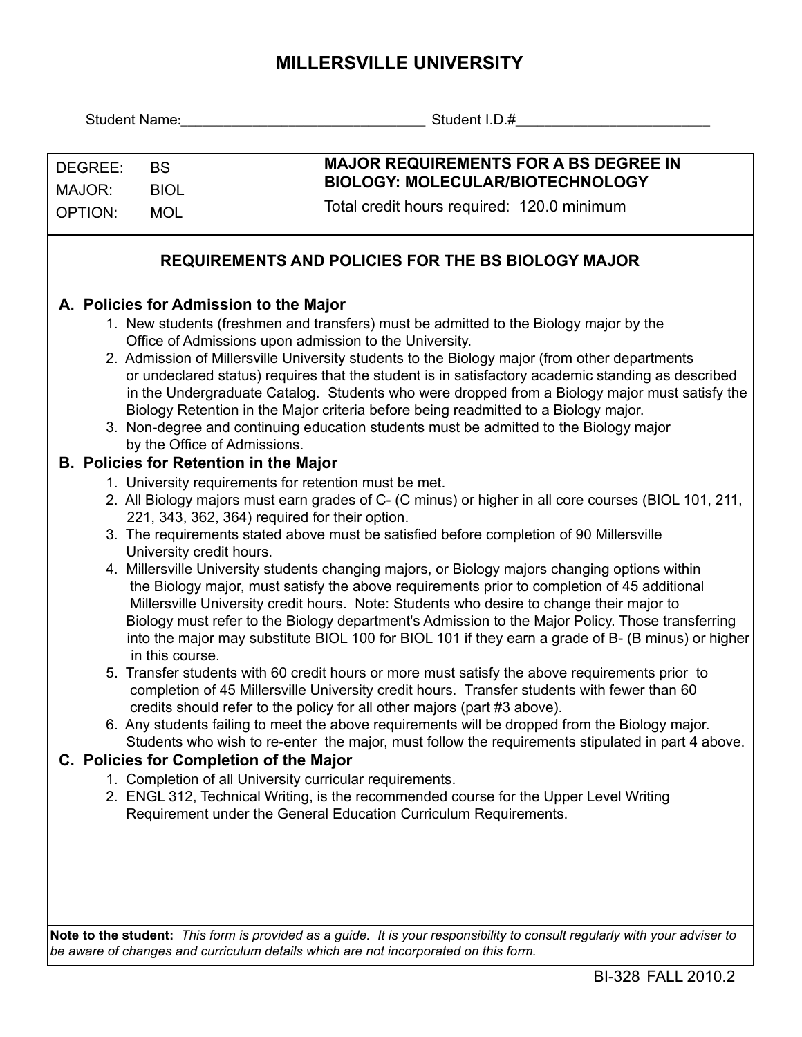# MILLERSVILLE UNIVERSITY

Student Name:\_\_\_\_\_\_\_\_\_\_\_\_\_\_\_\_\_\_\_\_\_\_\_\_\_\_\_\_\_\_\_ Student I.D.#\_\_\_\_\_\_\_\_\_\_\_\_\_\_\_\_\_\_\_\_\_\_\_\_\_

| | | |
|---|---|---|
| DEGREE: | BS | **MAJOR REQUIREMENTS FOR A BS DEGREE IN BIOLOGY: MOLECULAR/BIOTECHNOLOGY** |
| MAJOR: | BIOL | Total credit hours required: 120.0 minimum |
| OPTION: | MOL | |

## REQUIREMENTS AND POLICIES FOR THE BS BIOLOGY MAJOR

### A. Policies for Admission to the Major

1. New students (freshmen and transfers) must be admitted to the Biology major by the Office of Admissions upon admission to the University.
2. Admission of Millersville University students to the Biology major (from other departments or undeclared status) requires that the student is in satisfactory academic standing as described in the Undergraduate Catalog. Students who were dropped from a Biology major must satisfy the Biology Retention in the Major criteria before being readmitted to a Biology major.
3. Non-degree and continuing education students must be admitted to the Biology major by the Office of Admissions.

### B. Policies for Retention in the Major

1. University requirements for retention must be met.
2. All Biology majors must earn grades of C- (C minus) or higher in all core courses (BIOL 101, 211, 221, 343, 362, 364) required for their option.
3. The requirements stated above must be satisfied before completion of 90 Millersville University credit hours.
4. Millersville University students changing majors, or Biology majors changing options within the Biology major, must satisfy the above requirements prior to completion of 45 additional Millersville University credit hours. Note: Students who desire to change their major to Biology must refer to the Biology department's Admission to the Major Policy. Those transferring into the major may substitute BIOL 100 for BIOL 101 if they earn a grade of B- (B minus) or higher in this course.
5. Transfer students with 60 credit hours or more must satisfy the above requirements prior to completion of 45 Millersville University credit hours. Transfer students with fewer than 60 credits should refer to the policy for all other majors (part #3 above).
6. Any students failing to meet the above requirements will be dropped from the Biology major. Students who wish to re-enter the major, must follow the requirements stipulated in part 4 above.

### C. Policies for Completion of the Major

1. Completion of all University curricular requirements.
2. ENGL 312, Technical Writing, is the recommended course for the Upper Level Writing Requirement under the General Education Curriculum Requirements.

**Note to the student:** *This form is provided as a guide. It is your responsibility to consult regularly with your adviser to be aware of changes and curriculum details which are not incorporated on this form.*

BI-328 FALL 2010.2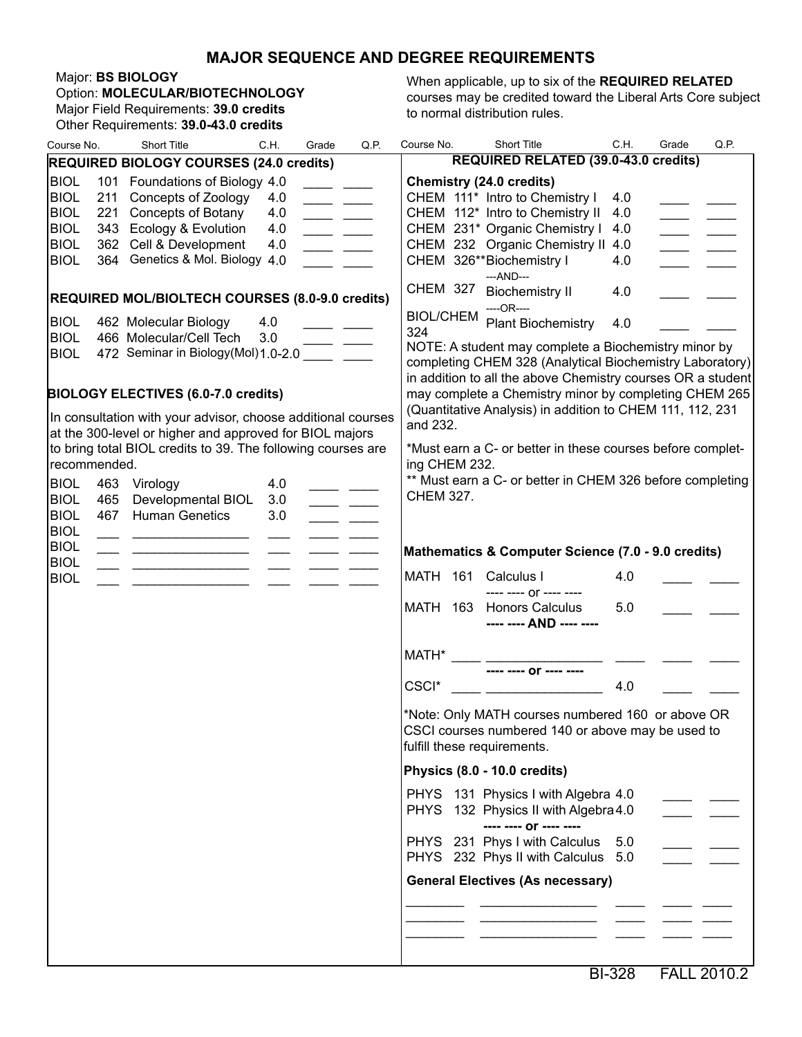# MAJOR SEQUENCE AND DEGREE REQUIREMENTS

Major: **BS BIOLOGY**
Option: **MOLECULAR/BIOTECHNOLOGY**
Major Field Requirements: **39.0 credits**
Other Requirements: **39.0-43.0 credits**

When applicable, up to six of the **REQUIRED RELATED** courses may be credited toward the Liberal Arts Core subject to normal distribution rules.

## REQUIRED BIOLOGY COURSES (24.0 credits)

| Course No. | | Short Title | C.H. | Grade | Q.P. |
|---|---|---|---|---|---|
| BIOL | 101 | Foundations of Biology | 4.0 | ____ | ____ |
| BIOL | 211 | Concepts of Zoology | 4.0 | ____ | ____ |
| BIOL | 221 | Concepts of Botany | 4.0 | ____ | ____ |
| BIOL | 343 | Ecology & Evolution | 4.0 | ____ | ____ |
| BIOL | 362 | Cell & Development | 4.0 | ____ | ____ |
| BIOL | 364 | Genetics & Mol. Biology | 4.0 | ____ | ____ |

## REQUIRED MOL/BIOLTECH COURSES (8.0-9.0 credits)

| Course No. | | Short Title | C.H. | Grade | Q.P. |
|---|---|---|---|---|---|
| BIOL | 462 | Molecular Biology | 4.0 | ____ | ____ |
| BIOL | 466 | Molecular/Cell Tech | 3.0 | ____ | ____ |
| BIOL | 472 | Seminar in Biology(Mol) | 1.0-2.0 | ____ | ____ |

## BIOLOGY ELECTIVES (6.0-7.0 credits)

In consultation with your advisor, choose additional courses at the 300-level or higher and approved for BIOL majors to bring total BIOL credits to 39. The following courses are recommended.

| Course No. | | Short Title | C.H. | Grade | Q.P. |
|---|---|---|---|---|---|
| BIOL | 463 | Virology | 4.0 | ____ | ____ |
| BIOL | 465 | Developmental BIOL | 3.0 | ____ | ____ |
| BIOL | 467 | Human Genetics | 3.0 | ____ | ____ |
| BIOL | ___ | _______________ | ___ | ____ | ____ |
| BIOL | ___ | _______________ | ___ | ____ | ____ |
| BIOL | ___ | _______________ | ___ | ____ | ____ |
| BIOL | ___ | _______________ | ___ | ____ | ____ |

## REQUIRED RELATED (39.0-43.0 credits)

### Chemistry (24.0 credits)

| Course No. | | Short Title | C.H. | Grade | Q.P. |
|---|---|---|---|---|---|
| CHEM | 111* | Intro to Chemistry I | 4.0 | ____ | ____ |
| CHEM | 112* | Intro to Chemistry II | 4.0 | ____ | ____ |
| CHEM | 231* | Organic Chemistry I | 4.0 | ____ | ____ |
| CHEM | 232 | Organic Chemistry II | 4.0 | ____ | ____ |
| CHEM | 326** | Biochemistry I | 4.0 | ____ | ____ |
| | | ---AND--- | | | |
| CHEM | 327 | Biochemistry II | 4.0 | ____ | ____ |
| | | ----OR---- | | | |
| BIOL/CHEM | 324 | Plant Biochemistry | 4.0 | ____ | ____ |

NOTE: A student may complete a Biochemistry minor by completing CHEM 328 (Analytical Biochemistry Laboratory) in addition to all the above Chemistry courses OR a student may complete a Chemistry minor by completing CHEM 265 (Quantitative Analysis) in addition to CHEM 111, 112, 231 and 232.

*Must earn a C- or better in these courses before completing CHEM 232.
** Must earn a C- or better in CHEM 326 before completing CHEM 327.

### Mathematics & Computer Science (7.0 - 9.0 credits)

| Course No. | | Short Title | C.H. | Grade | Q.P. |
|---|---|---|---|---|---|
| MATH | 161 | Calculus I | 4.0 | ____ | ____ |
| | | ---- ---- or ---- ---- | | | |
| MATH | 163 | Honors Calculus | 5.0 | ____ | ____ |
| | | **---- ---- AND ---- ----** | | | |
| MATH* | ____ | _______________ | ____ | ____ | ____ |
| | | **---- ---- or ---- ----** | | | |
| CSCI* | ____ | _______________ | 4.0 | ____ | ____ |

*Note: Only MATH courses numbered 160 or above OR CSCI courses numbered 140 or above may be used to fulfill these requirements.

### Physics (8.0 - 10.0 credits)

| Course No. | | Short Title | C.H. | Grade | Q.P. |
|---|---|---|---|---|---|
| PHYS | 131 | Physics I with Algebra | 4.0 | ____ | ____ |
| PHYS | 132 | Physics II with Algebra | 4.0 | ____ | ____ |
| | | **---- ---- or ---- ----** | | | |
| PHYS | 231 | Phys I with Calculus | 5.0 | ____ | ____ |
| PHYS | 232 | Phys II with Calculus | 5.0 | ____ | ____ |

### General Electives (As necessary)

| Course No. | Short Title | C.H. | Grade | Q.P. |
|---|---|---|---|---|
| ________ | _______________ | ____ | ____ | ____ |
| ________ | _______________ | ____ | ____ | ____ |
| ________ | _______________ | ____ | ____ | ____ |

BI-328 FALL 2010.2